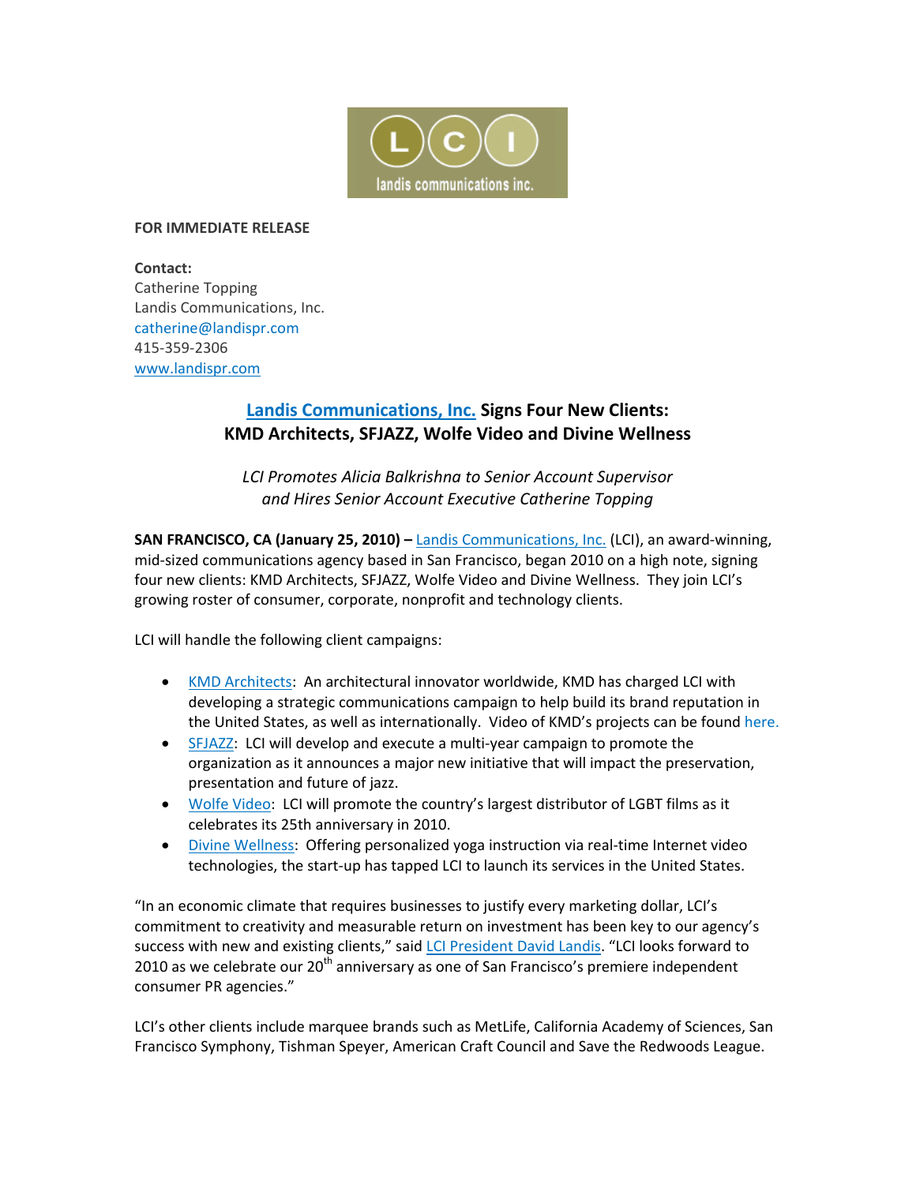**FOR IMMEDIATE RELEASE**

**Contact:**
Catherine Topping
Landis Communications, Inc.
catherine@landispr.com
415-359-2306
www.landispr.com

## Landis Communications, Inc. Signs Four New Clients: KMD Architects, SFJAZZ, Wolfe Video and Divine Wellness

*LCI Promotes Alicia Balkrishna to Senior Account Supervisor and Hires Senior Account Executive Catherine Topping*

**SAN FRANCISCO, CA (January 25, 2010) –** Landis Communications, Inc. (LCI), an award-winning, mid-sized communications agency based in San Francisco, began 2010 on a high note, signing four new clients: KMD Architects, SFJAZZ, Wolfe Video and Divine Wellness. They join LCI's growing roster of consumer, corporate, nonprofit and technology clients.

LCI will handle the following client campaigns:

- KMD Architects: An architectural innovator worldwide, KMD has charged LCI with developing a strategic communications campaign to help build its brand reputation in the United States, as well as internationally. Video of KMD's projects can be found here.
- SFJAZZ: LCI will develop and execute a multi-year campaign to promote the organization as it announces a major new initiative that will impact the preservation, presentation and future of jazz.
- Wolfe Video: LCI will promote the country's largest distributor of LGBT films as it celebrates its 25th anniversary in 2010.
- Divine Wellness: Offering personalized yoga instruction via real-time Internet video technologies, the start-up has tapped LCI to launch its services in the United States.

"In an economic climate that requires businesses to justify every marketing dollar, LCI's commitment to creativity and measurable return on investment has been key to our agency's success with new and existing clients," said LCI President David Landis. "LCI looks forward to 2010 as we celebrate our 20th anniversary as one of San Francisco's premiere independent consumer PR agencies."

LCI's other clients include marquee brands such as MetLife, California Academy of Sciences, San Francisco Symphony, Tishman Speyer, American Craft Council and Save the Redwoods League.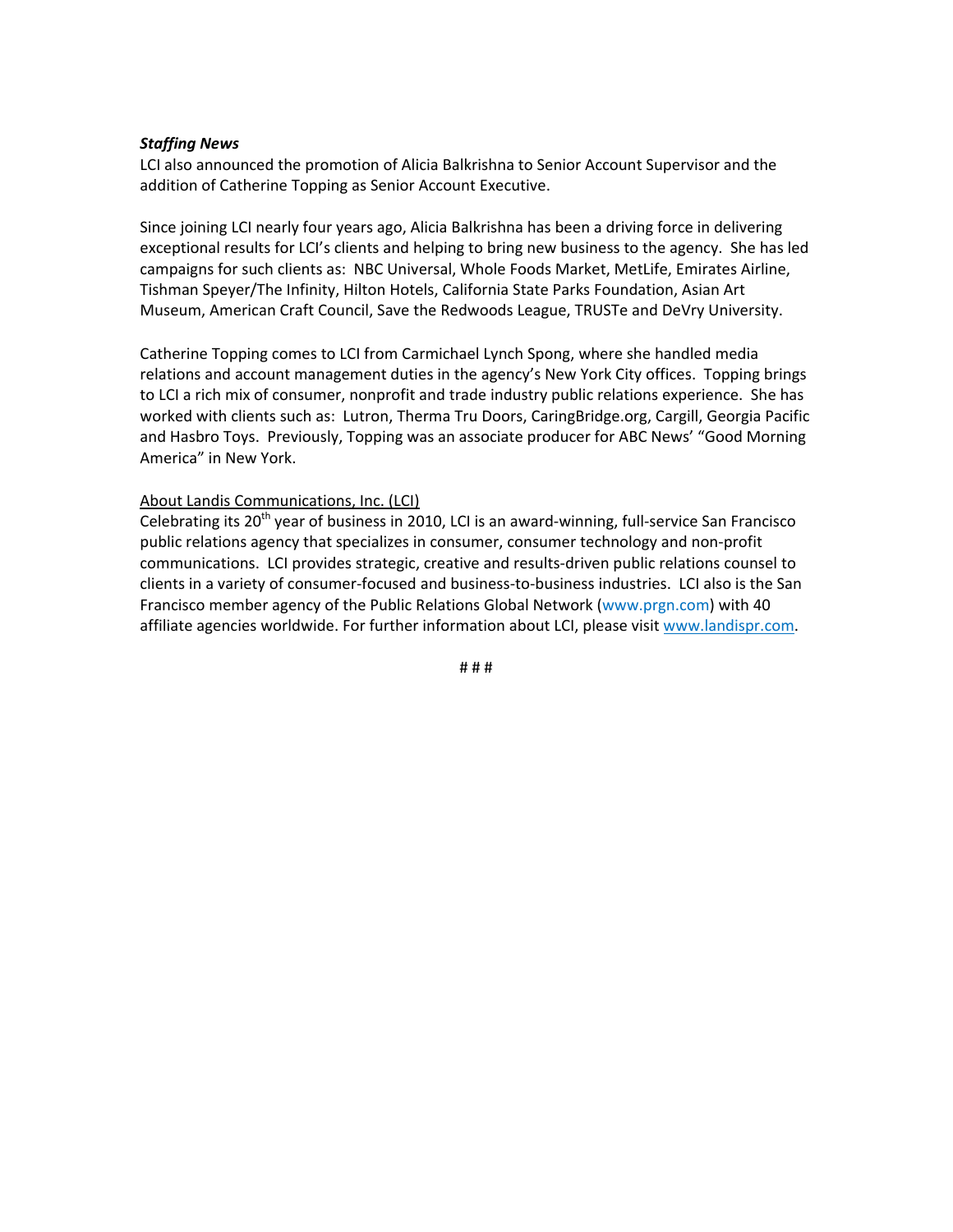***Staffing News***
LCI also announced the promotion of Alicia Balkrishna to Senior Account Supervisor and the addition of Catherine Topping as Senior Account Executive.

Since joining LCI nearly four years ago, Alicia Balkrishna has been a driving force in delivering exceptional results for LCI's clients and helping to bring new business to the agency. She has led campaigns for such clients as: NBC Universal, Whole Foods Market, MetLife, Emirates Airline, Tishman Speyer/The Infinity, Hilton Hotels, California State Parks Foundation, Asian Art Museum, American Craft Council, Save the Redwoods League, TRUSTe and DeVry University.

Catherine Topping comes to LCI from Carmichael Lynch Spong, where she handled media relations and account management duties in the agency's New York City offices. Topping brings to LCI a rich mix of consumer, nonprofit and trade industry public relations experience. She has worked with clients such as: Lutron, Therma Tru Doors, CaringBridge.org, Cargill, Georgia Pacific and Hasbro Toys. Previously, Topping was an associate producer for ABC News' "Good Morning America" in New York.

About Landis Communications, Inc. (LCI)
Celebrating its 20th year of business in 2010, LCI is an award-winning, full-service San Francisco public relations agency that specializes in consumer, consumer technology and non-profit communications. LCI provides strategic, creative and results-driven public relations counsel to clients in a variety of consumer-focused and business-to-business industries. LCI also is the San Francisco member agency of the Public Relations Global Network (www.prgn.com) with 40 affiliate agencies worldwide. For further information about LCI, please visit www.landispr.com.

# # #